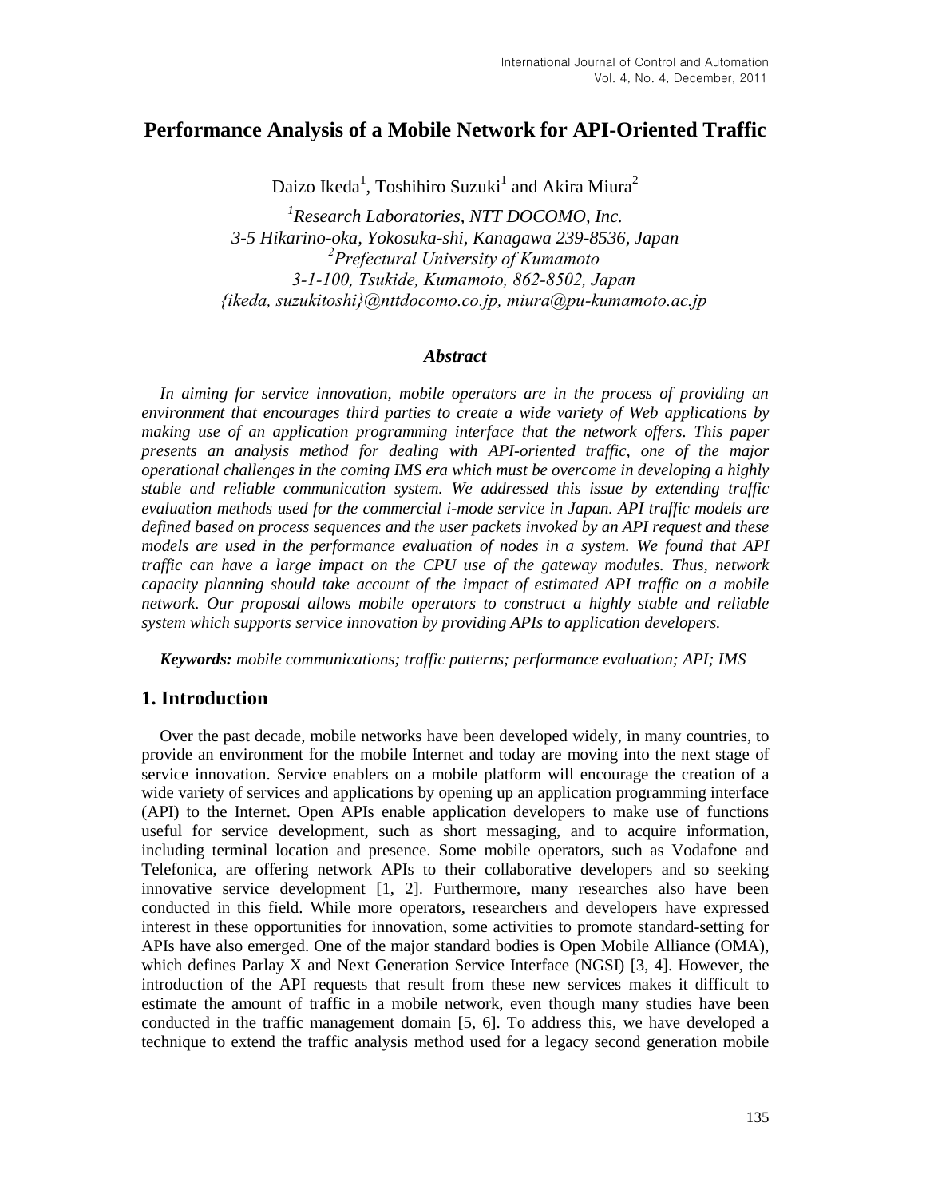# Performance Analysis of a Mobile Network for API-Oriented Traffic

Daizo Ikeda[1], Toshihiro Suzuki[1] and Akira Miura[2]

*[1]Research Laboratories, NTT DOCOMO, Inc.*
*3-5 Hikarino-oka, Yokosuka-shi, Kanagawa 239-8536, Japan*
*[2]Prefectural University of Kumamoto*
*3-1-100, Tsukide, Kumamoto, 862-8502, Japan*
*{ikeda, suzukitoshi}@nttdocomo.co.jp, miura@pu-kumamoto.ac.jp*

### *Abstract*

*In aiming for service innovation, mobile operators are in the process of providing an environment that encourages third parties to create a wide variety of Web applications by making use of an application programming interface that the network offers. This paper presents an analysis method for dealing with API-oriented traffic, one of the major operational challenges in the coming IMS era which must be overcome in developing a highly stable and reliable communication system. We addressed this issue by extending traffic evaluation methods used for the commercial i-mode service in Japan. API traffic models are defined based on process sequences and the user packets invoked by an API request and these models are used in the performance evaluation of nodes in a system. We found that API traffic can have a large impact on the CPU use of the gateway modules. Thus, network capacity planning should take account of the impact of estimated API traffic on a mobile network. Our proposal allows mobile operators to construct a highly stable and reliable system which supports service innovation by providing APIs to application developers.*

***Keywords:*** *mobile communications; traffic patterns; performance evaluation; API; IMS*

## 1. Introduction

Over the past decade, mobile networks have been developed widely, in many countries, to provide an environment for the mobile Internet and today are moving into the next stage of service innovation. Service enablers on a mobile platform will encourage the creation of a wide variety of services and applications by opening up an application programming interface (API) to the Internet. Open APIs enable application developers to make use of functions useful for service development, such as short messaging, and to acquire information, including terminal location and presence. Some mobile operators, such as Vodafone and Telefonica, are offering network APIs to their collaborative developers and so seeking innovative service development [1, 2]. Furthermore, many researches also have been conducted in this field. While more operators, researchers and developers have expressed interest in these opportunities for innovation, some activities to promote standard-setting for APIs have also emerged. One of the major standard bodies is Open Mobile Alliance (OMA), which defines Parlay X and Next Generation Service Interface (NGSI) [3, 4]. However, the introduction of the API requests that result from these new services makes it difficult to estimate the amount of traffic in a mobile network, even though many studies have been conducted in the traffic management domain [5, 6]. To address this, we have developed a technique to extend the traffic analysis method used for a legacy second generation mobile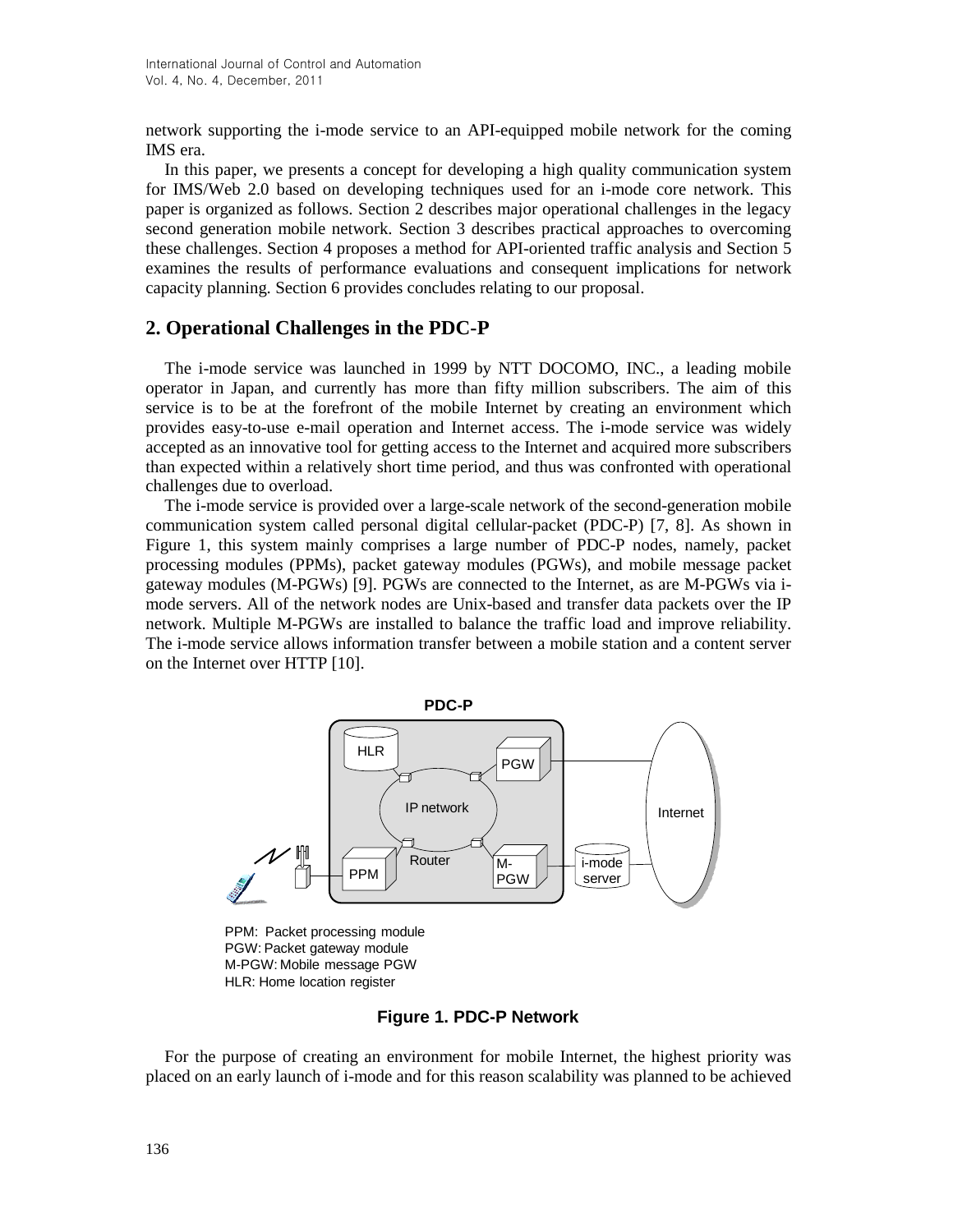network supporting the i-mode service to an API-equipped mobile network for the coming IMS era.

In this paper, we presents a concept for developing a high quality communication system for IMS/Web 2.0 based on developing techniques used for an i-mode core network. This paper is organized as follows. Section 2 describes major operational challenges in the legacy second generation mobile network. Section 3 describes practical approaches to overcoming these challenges. Section 4 proposes a method for API-oriented traffic analysis and Section 5 examines the results of performance evaluations and consequent implications for network capacity planning. Section 6 provides concludes relating to our proposal.

## 2. Operational Challenges in the PDC-P

The i-mode service was launched in 1999 by NTT DOCOMO, INC., a leading mobile operator in Japan, and currently has more than fifty million subscribers. The aim of this service is to be at the forefront of the mobile Internet by creating an environment which provides easy-to-use e-mail operation and Internet access. The i-mode service was widely accepted as an innovative tool for getting access to the Internet and acquired more subscribers than expected within a relatively short time period, and thus was confronted with operational challenges due to overload.

The i-mode service is provided over a large-scale network of the second-generation mobile communication system called personal digital cellular-packet (PDC-P) [7, 8]. As shown in Figure 1, this system mainly comprises a large number of PDC-P nodes, namely, packet processing modules (PPMs), packet gateway modules (PGWs), and mobile message packet gateway modules (M-PGWs) [9]. PGWs are connected to the Internet, as are M-PGWs via i-mode servers. All of the network nodes are Unix-based and transfer data packets over the IP network. Multiple M-PGWs are installed to balance the traffic load and improve reliability. The i-mode service allows information transfer between a mobile station and a content server on the Internet over HTTP [10].

PDC-P

HLR, PGW, IP network, Internet, Router, PPM, M-PGW, i-mode server

PPM: Packet processing module
PGW: Packet gateway module
M-PGW: Mobile message PGW
HLR: Home location register

**Figure 1. PDC-P Network**

For the purpose of creating an environment for mobile Internet, the highest priority was placed on an early launch of i-mode and for this reason scalability was planned to be achieved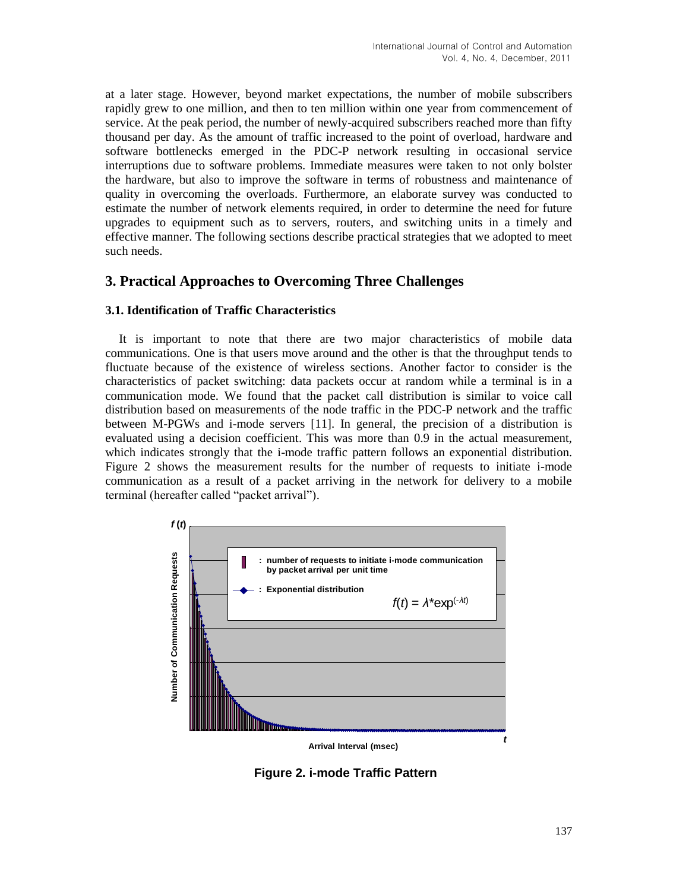at a later stage. However, beyond market expectations, the number of mobile subscribers rapidly grew to one million, and then to ten million within one year from commencement of service. At the peak period, the number of newly-acquired subscribers reached more than fifty thousand per day. As the amount of traffic increased to the point of overload, hardware and software bottlenecks emerged in the PDC-P network resulting in occasional service interruptions due to software problems. Immediate measures were taken to not only bolster the hardware, but also to improve the software in terms of robustness and maintenance of quality in overcoming the overloads. Furthermore, an elaborate survey was conducted to estimate the number of network elements required, in order to determine the need for future upgrades to equipment such as to servers, routers, and switching units in a timely and effective manner. The following sections describe practical strategies that we adopted to meet such needs.

## 3. Practical Approaches to Overcoming Three Challenges

### 3.1. Identification of Traffic Characteristics

It is important to note that there are two major characteristics of mobile data communications. One is that users move around and the other is that the throughput tends to fluctuate because of the existence of wireless sections. Another factor to consider is the characteristics of packet switching: data packets occur at random while a terminal is in a communication mode. We found that the packet call distribution is similar to voice call distribution based on measurements of the node traffic in the PDC-P network and the traffic between M-PGWs and i-mode servers [11]. In general, the precision of a distribution is evaluated using a decision coefficient. This was more than 0.9 in the actual measurement, which indicates strongly that the i-mode traffic pattern follows an exponential distribution. Figure 2 shows the measurement results for the number of requests to initiate i-mode communication as a result of a packet arriving in the network for delivery to a mobile terminal (hereafter called "packet arrival").

$$f(t) = \lambda * \exp^{(-\lambda t)}$$

**Figure 2. i-mode Traffic Pattern**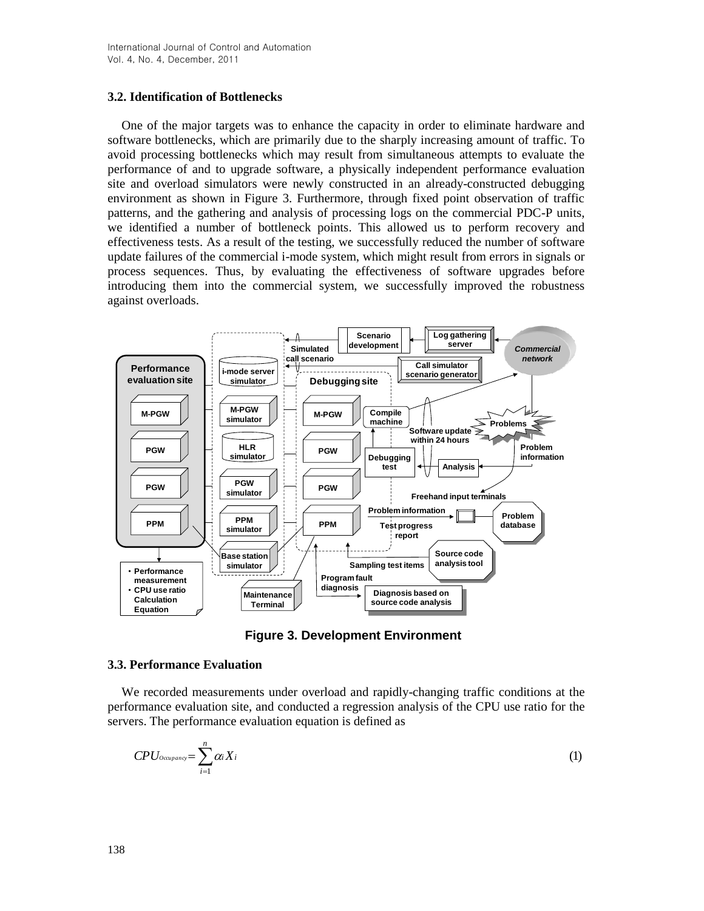### 3.2. Identification of Bottlenecks

One of the major targets was to enhance the capacity in order to eliminate hardware and software bottlenecks, which are primarily due to the sharply increasing amount of traffic. To avoid processing bottlenecks which may result from simultaneous attempts to evaluate the performance of and to upgrade software, a physically independent performance evaluation site and overload simulators were newly constructed in an already-constructed debugging environment as shown in Figure 3. Furthermore, through fixed point observation of traffic patterns, and the gathering and analysis of processing logs on the commercial PDC-P units, we identified a number of bottleneck points. This allowed us to perform recovery and effectiveness tests. As a result of the testing, we successfully reduced the number of software update failures of the commercial i-mode system, which might result from errors in signals or process sequences. Thus, by evaluating the effectiveness of software upgrades before introducing them into the commercial system, we successfully improved the robustness against overloads.

**Figure 3. Development Environment**

### 3.3. Performance Evaluation

We recorded measurements under overload and rapidly-changing traffic conditions at the performance evaluation site, and conducted a regression analysis of the CPU use ratio for the servers. The performance evaluation equation is defined as

$$CPU_{Occupancy} = \sum_{i=1}^{n} \alpha_i X_i \tag{1}$$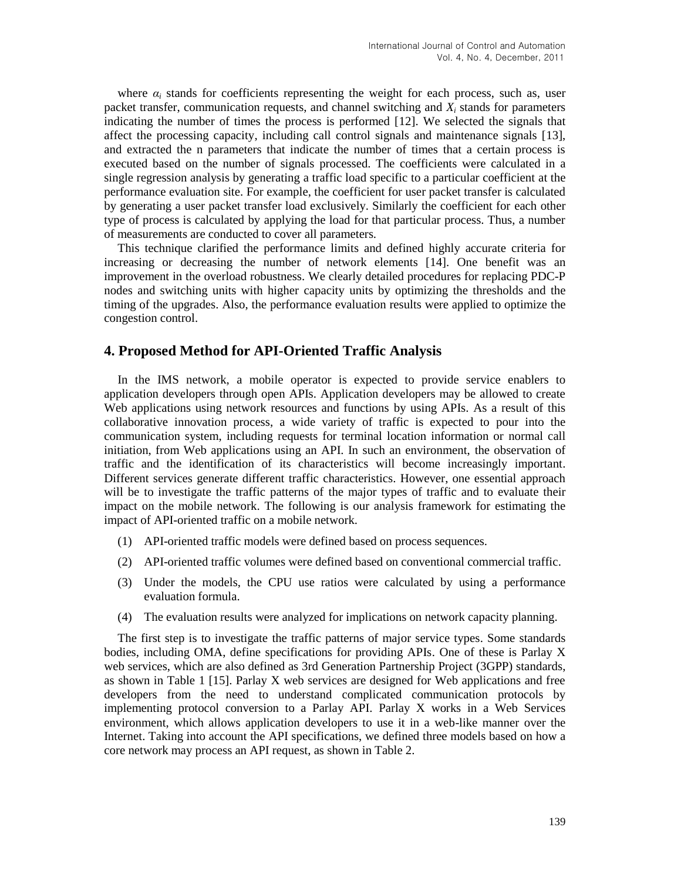where $\alpha_i$ stands for coefficients representing the weight for each process, such as, user packet transfer, communication requests, and channel switching and $X_i$ stands for parameters indicating the number of times the process is performed [12]. We selected the signals that affect the processing capacity, including call control signals and maintenance signals [13], and extracted the n parameters that indicate the number of times that a certain process is executed based on the number of signals processed. The coefficients were calculated in a single regression analysis by generating a traffic load specific to a particular coefficient at the performance evaluation site. For example, the coefficient for user packet transfer is calculated by generating a user packet transfer load exclusively. Similarly the coefficient for each other type of process is calculated by applying the load for that particular process. Thus, a number of measurements are conducted to cover all parameters.

This technique clarified the performance limits and defined highly accurate criteria for increasing or decreasing the number of network elements [14]. One benefit was an improvement in the overload robustness. We clearly detailed procedures for replacing PDC-P nodes and switching units with higher capacity units by optimizing the thresholds and the timing of the upgrades. Also, the performance evaluation results were applied to optimize the congestion control.

## 4. Proposed Method for API-Oriented Traffic Analysis

In the IMS network, a mobile operator is expected to provide service enablers to application developers through open APIs. Application developers may be allowed to create Web applications using network resources and functions by using APIs. As a result of this collaborative innovation process, a wide variety of traffic is expected to pour into the communication system, including requests for terminal location information or normal call initiation, from Web applications using an API. In such an environment, the observation of traffic and the identification of its characteristics will become increasingly important. Different services generate different traffic characteristics. However, one essential approach will be to investigate the traffic patterns of the major types of traffic and to evaluate their impact on the mobile network. The following is our analysis framework for estimating the impact of API-oriented traffic on a mobile network.

(1) API-oriented traffic models were defined based on process sequences.

(2) API-oriented traffic volumes were defined based on conventional commercial traffic.

(3) Under the models, the CPU use ratios were calculated by using a performance evaluation formula.

(4) The evaluation results were analyzed for implications on network capacity planning.

The first step is to investigate the traffic patterns of major service types. Some standards bodies, including OMA, define specifications for providing APIs. One of these is Parlay X web services, which are also defined as 3rd Generation Partnership Project (3GPP) standards, as shown in Table 1 [15]. Parlay X web services are designed for Web applications and free developers from the need to understand complicated communication protocols by implementing protocol conversion to a Parlay API. Parlay X works in a Web Services environment, which allows application developers to use it in a web-like manner over the Internet. Taking into account the API specifications, we defined three models based on how a core network may process an API request, as shown in Table 2.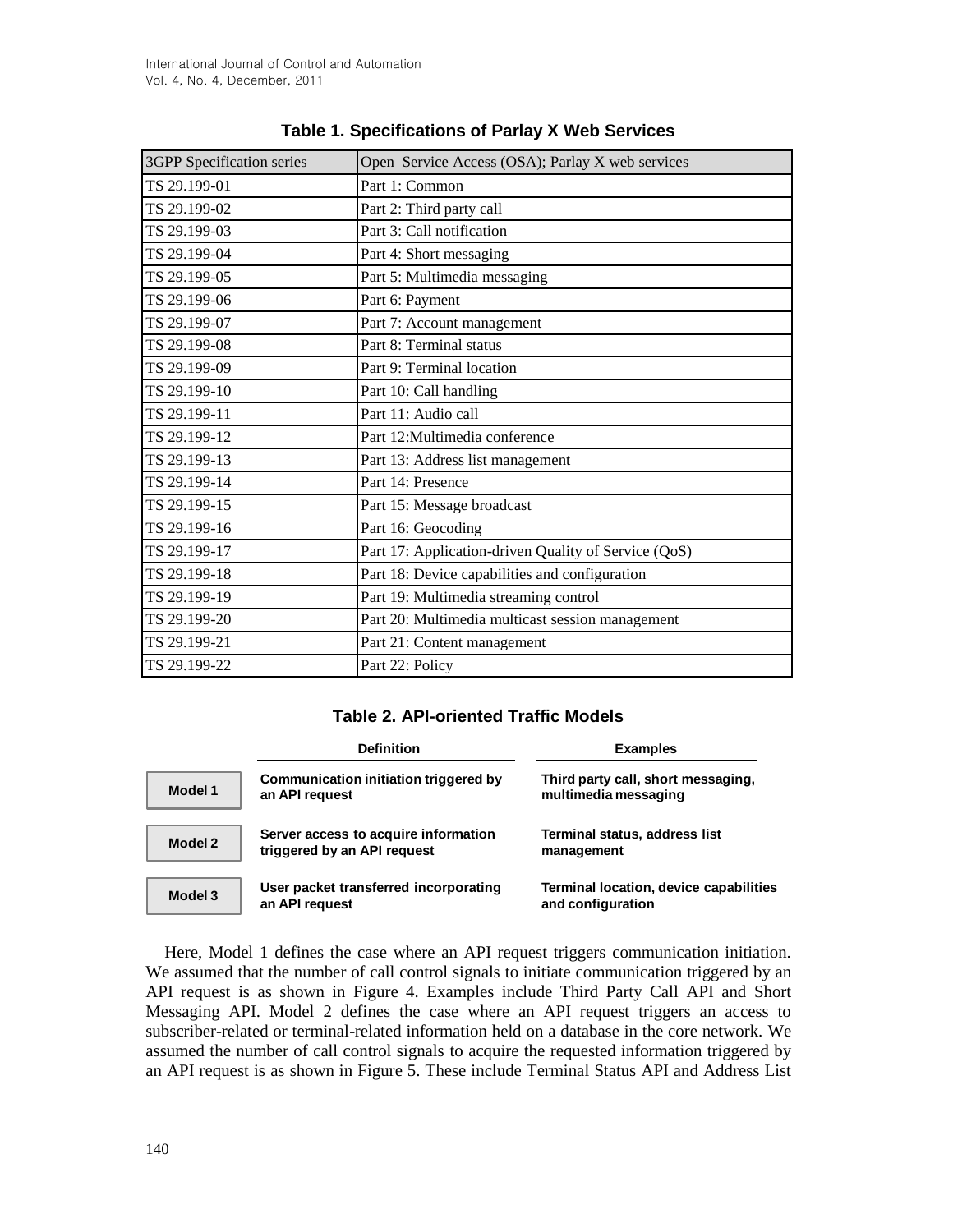**Table 1. Specifications of Parlay X Web Services**

| 3GPP Specification series | Open Service Access (OSA); Parlay X web services |
|---|---|
| TS 29.199-01 | Part 1: Common |
| TS 29.199-02 | Part 2: Third party call |
| TS 29.199-03 | Part 3: Call notification |
| TS 29.199-04 | Part 4: Short messaging |
| TS 29.199-05 | Part 5: Multimedia messaging |
| TS 29.199-06 | Part 6: Payment |
| TS 29.199-07 | Part 7: Account management |
| TS 29.199-08 | Part 8: Terminal status |
| TS 29.199-09 | Part 9: Terminal location |
| TS 29.199-10 | Part 10: Call handling |
| TS 29.199-11 | Part 11: Audio call |
| TS 29.199-12 | Part 12:Multimedia conference |
| TS 29.199-13 | Part 13: Address list management |
| TS 29.199-14 | Part 14: Presence |
| TS 29.199-15 | Part 15: Message broadcast |
| TS 29.199-16 | Part 16: Geocoding |
| TS 29.199-17 | Part 17: Application-driven Quality of Service (QoS) |
| TS 29.199-18 | Part 18: Device capabilities and configuration |
| TS 29.199-19 | Part 19: Multimedia streaming control |
| TS 29.199-20 | Part 20: Multimedia multicast session management |
| TS 29.199-21 | Part 21: Content management |
| TS 29.199-22 | Part 22: Policy |

**Table 2. API-oriented Traffic Models**

| | Definition | Examples |
|---|---|---|
| **Model 1** | **Communication initiation triggered by an API request** | **Third party call, short messaging, multimedia messaging** |
| **Model 2** | **Server access to acquire information triggered by an API request** | **Terminal status, address list management** |
| **Model 3** | **User packet transferred incorporating an API request** | **Terminal location, device capabilities and configuration** |

Here, Model 1 defines the case where an API request triggers communication initiation. We assumed that the number of call control signals to initiate communication triggered by an API request is as shown in Figure 4. Examples include Third Party Call API and Short Messaging API. Model 2 defines the case where an API request triggers an access to subscriber-related or terminal-related information held on a database in the core network. We assumed the number of call control signals to acquire the requested information triggered by an API request is as shown in Figure 5. These include Terminal Status API and Address List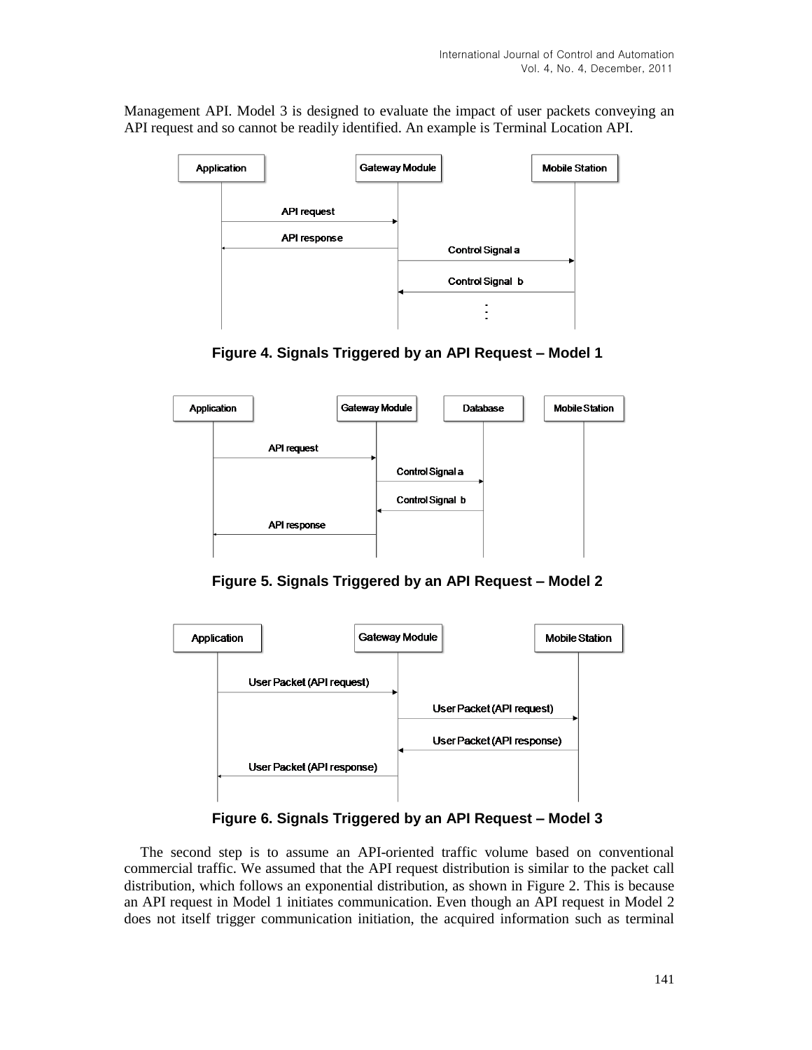Management API. Model 3 is designed to evaluate the impact of user packets conveying an API request and so cannot be readily identified. An example is Terminal Location API.

**Figure 4. Signals Triggered by an API Request – Model 1**

**Figure 5. Signals Triggered by an API Request – Model 2**

**Figure 6. Signals Triggered by an API Request – Model 3**

The second step is to assume an API-oriented traffic volume based on conventional commercial traffic. We assumed that the API request distribution is similar to the packet call distribution, which follows an exponential distribution, as shown in Figure 2. This is because an API request in Model 1 initiates communication. Even though an API request in Model 2 does not itself trigger communication initiation, the acquired information such as terminal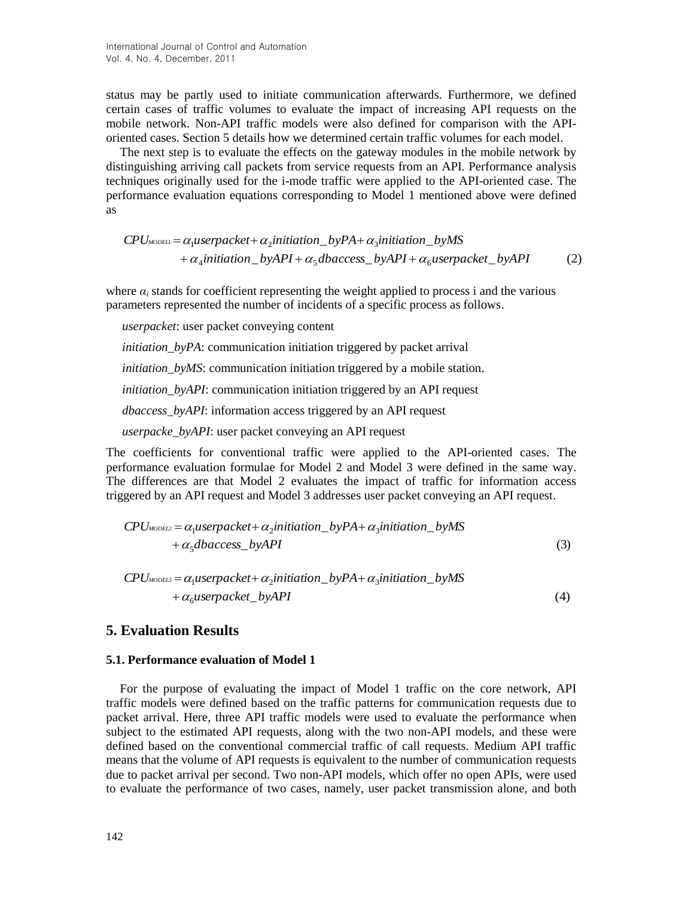status may be partly used to initiate communication afterwards. Furthermore, we defined certain cases of traffic volumes to evaluate the impact of increasing API requests on the mobile network. Non-API traffic models were also defined for comparison with the API-oriented cases. Section 5 details how we determined certain traffic volumes for each model.

The next step is to evaluate the effects on the gateway modules in the mobile network by distinguishing arriving call packets from service requests from an API. Performance analysis techniques originally used for the i-mode traffic were applied to the API-oriented case. The performance evaluation equations corresponding to Model 1 mentioned above were defined as

$$
\begin{aligned}
CPU_{MODEL1} = {} & \alpha_1 userpacket + \alpha_2 initiation\_byPA + \alpha_3 initiation\_byMS \\
& + \alpha_4 initiation\_byAPI + \alpha_5 dbaccess\_byAPI + \alpha_6 userpacket\_byAPI
\end{aligned} \tag{2}
$$

where $\alpha_i$ stands for coefficient representing the weight applied to process i and the various parameters represented the number of incidents of a specific process as follows.

*userpacket*: user packet conveying content

*initiation_byPA*: communication initiation triggered by packet arrival

*initiation_byMS*: communication initiation triggered by a mobile station.

*initiation_byAPI*: communication initiation triggered by an API request

*dbaccess_byAPI*: information access triggered by an API request

*userpacke_byAPI*: user packet conveying an API request

The coefficients for conventional traffic were applied to the API-oriented cases. The performance evaluation formulae for Model 2 and Model 3 were defined in the same way. The differences are that Model 2 evaluates the impact of traffic for information access triggered by an API request and Model 3 addresses user packet conveying an API request.

$$
\begin{aligned}
CPU_{MODEL2} = {} & \alpha_1 userpacket + \alpha_2 initiation\_byPA + \alpha_3 initiation\_byMS \\
& + \alpha_5 dbaccess\_byAPI
\end{aligned} \tag{3}
$$

$$
\begin{aligned}
CPU_{MODEL3} = {} & \alpha_1 userpacket + \alpha_2 initiation\_byPA + \alpha_3 initiation\_byMS \\
& + \alpha_6 userpacket\_byAPI
\end{aligned} \tag{4}
$$

## 5. Evaluation Results

### 5.1. Performance evaluation of Model 1

For the purpose of evaluating the impact of Model 1 traffic on the core network, API traffic models were defined based on the traffic patterns for communication requests due to packet arrival. Here, three API traffic models were used to evaluate the performance when subject to the estimated API requests, along with the two non-API models, and these were defined based on the conventional commercial traffic of call requests. Medium API traffic means that the volume of API requests is equivalent to the number of communication requests due to packet arrival per second. Two non-API models, which offer no open APIs, were used to evaluate the performance of two cases, namely, user packet transmission alone, and both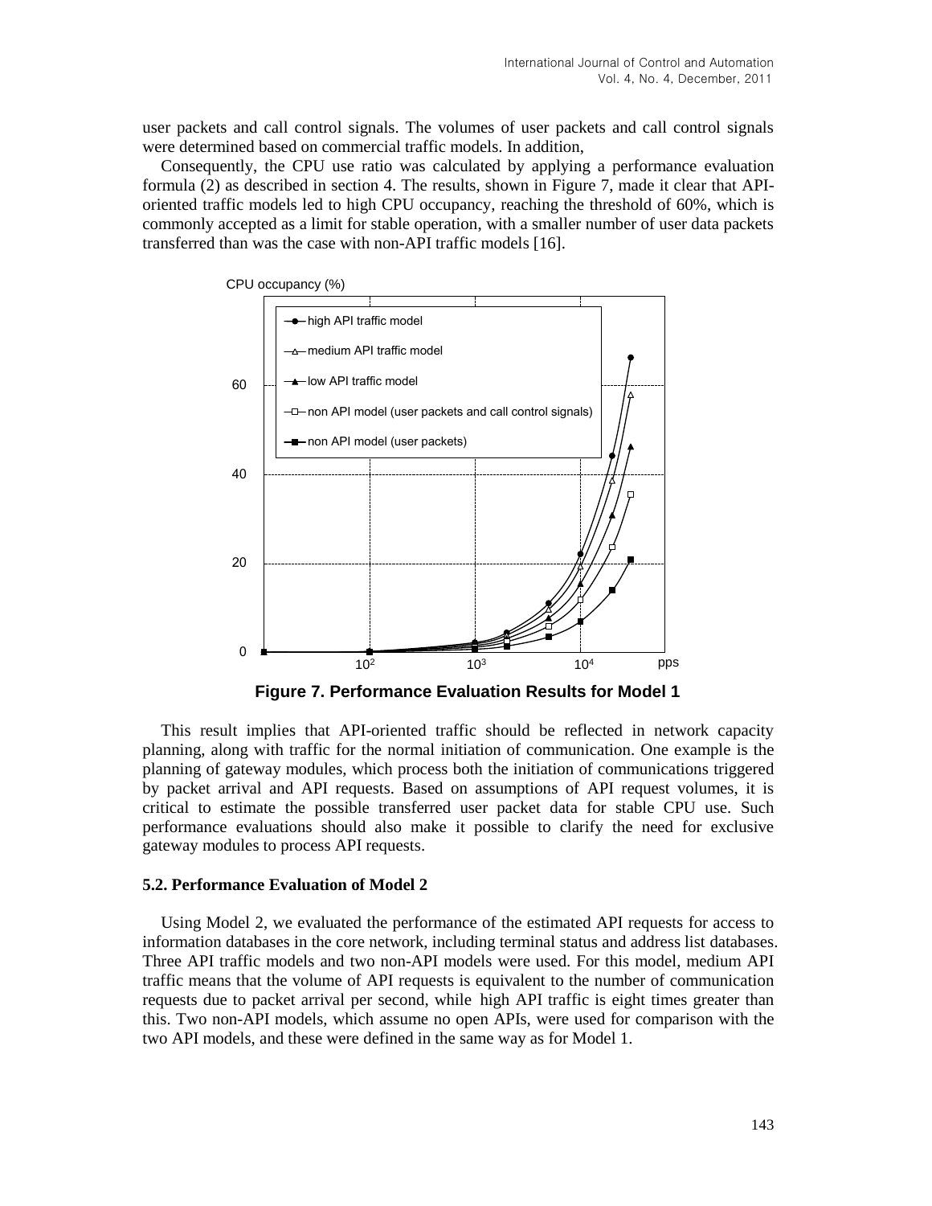user packets and call control signals. The volumes of user packets and call control signals were determined based on commercial traffic models. In addition,

Consequently, the CPU use ratio was calculated by applying a performance evaluation formula (2) as described in section 4. The results, shown in Figure 7, made it clear that API-oriented traffic models led to high CPU occupancy, reaching the threshold of 60%, which is commonly accepted as a limit for stable operation, with a smaller number of user data packets transferred than was the case with non-API traffic models [16].

**Figure 7. Performance Evaluation Results for Model 1**

This result implies that API-oriented traffic should be reflected in network capacity planning, along with traffic for the normal initiation of communication. One example is the planning of gateway modules, which process both the initiation of communications triggered by packet arrival and API requests. Based on assumptions of API request volumes, it is critical to estimate the possible transferred user packet data for stable CPU use. Such performance evaluations should also make it possible to clarify the need for exclusive gateway modules to process API requests.

### 5.2. Performance Evaluation of Model 2

Using Model 2, we evaluated the performance of the estimated API requests for access to information databases in the core network, including terminal status and address list databases. Three API traffic models and two non-API models were used. For this model, medium API traffic means that the volume of API requests is equivalent to the number of communication requests due to packet arrival per second, while high API traffic is eight times greater than this. Two non-API models, which assume no open APIs, were used for comparison with the two API models, and these were defined in the same way as for Model 1.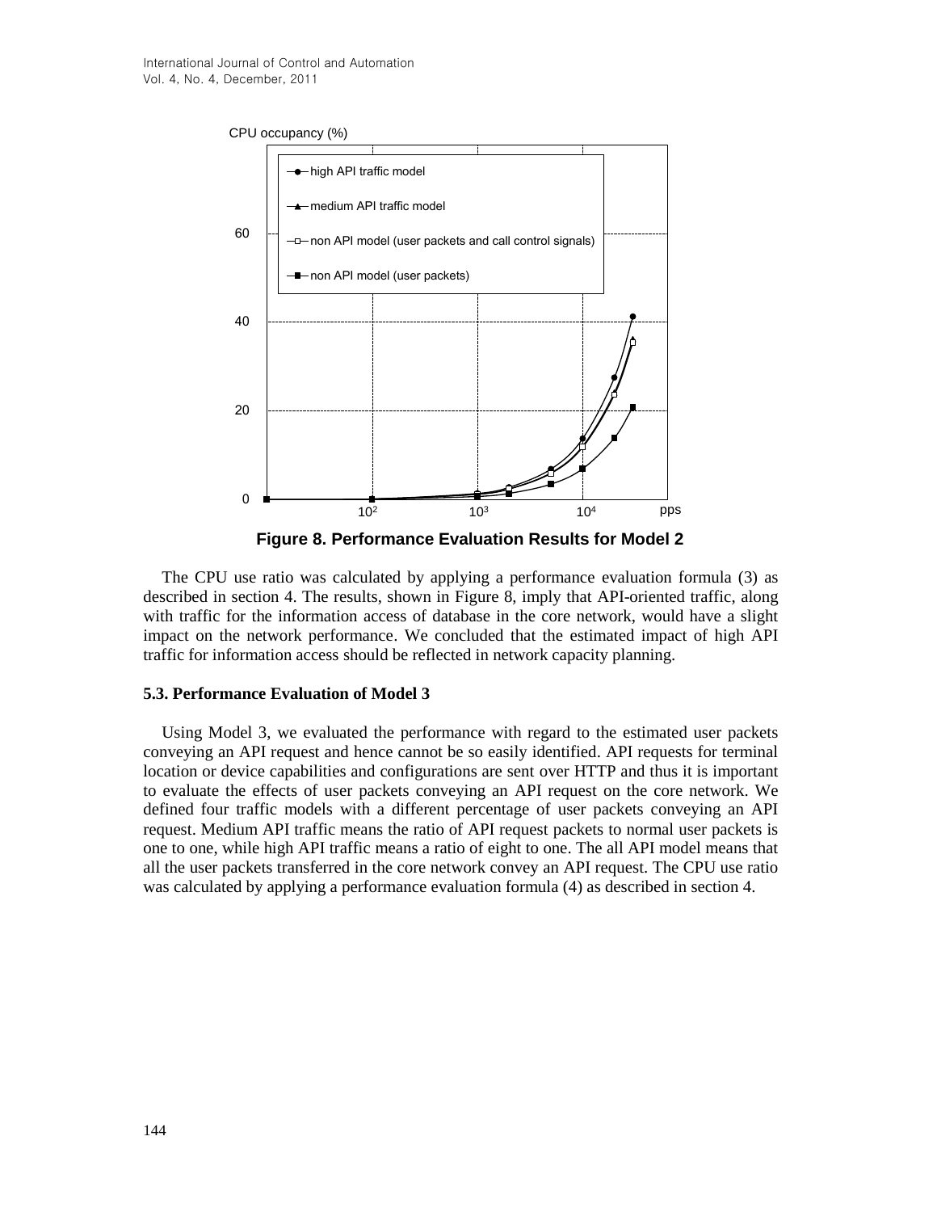**Figure 8. Performance Evaluation Results for Model 2**

The CPU use ratio was calculated by applying a performance evaluation formula (3) as described in section 4. The results, shown in Figure 8, imply that API-oriented traffic, along with traffic for the information access of database in the core network, would have a slight impact on the network performance. We concluded that the estimated impact of high API traffic for information access should be reflected in network capacity planning.

### 5.3. Performance Evaluation of Model 3

Using Model 3, we evaluated the performance with regard to the estimated user packets conveying an API request and hence cannot be so easily identified. API requests for terminal location or device capabilities and configurations are sent over HTTP and thus it is important to evaluate the effects of user packets conveying an API request on the core network. We defined four traffic models with a different percentage of user packets conveying an API request. Medium API traffic means the ratio of API request packets to normal user packets is one to one, while high API traffic means a ratio of eight to one. The all API model means that all the user packets transferred in the core network convey an API request. The CPU use ratio was calculated by applying a performance evaluation formula (4) as described in section 4.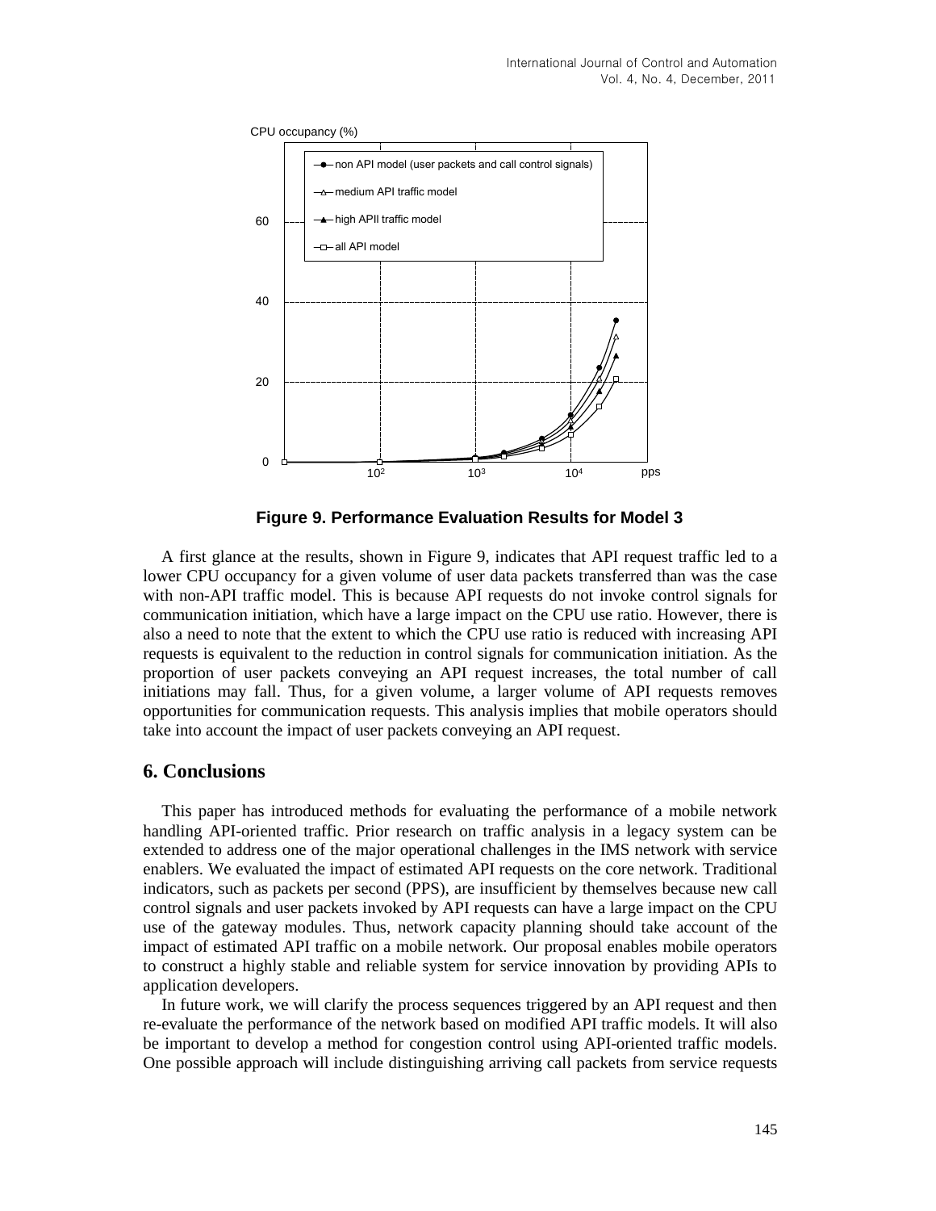**Figure 9. Performance Evaluation Results for Model 3**

A first glance at the results, shown in Figure 9, indicates that API request traffic led to a lower CPU occupancy for a given volume of user data packets transferred than was the case with non-API traffic model. This is because API requests do not invoke control signals for communication initiation, which have a large impact on the CPU use ratio. However, there is also a need to note that the extent to which the CPU use ratio is reduced with increasing API requests is equivalent to the reduction in control signals for communication initiation. As the proportion of user packets conveying an API request increases, the total number of call initiations may fall. Thus, for a given volume, a larger volume of API requests removes opportunities for communication requests. This analysis implies that mobile operators should take into account the impact of user packets conveying an API request.

## 6. Conclusions

This paper has introduced methods for evaluating the performance of a mobile network handling API-oriented traffic. Prior research on traffic analysis in a legacy system can be extended to address one of the major operational challenges in the IMS network with service enablers. We evaluated the impact of estimated API requests on the core network. Traditional indicators, such as packets per second (PPS), are insufficient by themselves because new call control signals and user packets invoked by API requests can have a large impact on the CPU use of the gateway modules. Thus, network capacity planning should take account of the impact of estimated API traffic on a mobile network. Our proposal enables mobile operators to construct a highly stable and reliable system for service innovation by providing APIs to application developers.

In future work, we will clarify the process sequences triggered by an API request and then re-evaluate the performance of the network based on modified API traffic models. It will also be important to develop a method for congestion control using API-oriented traffic models. One possible approach will include distinguishing arriving call packets from service requests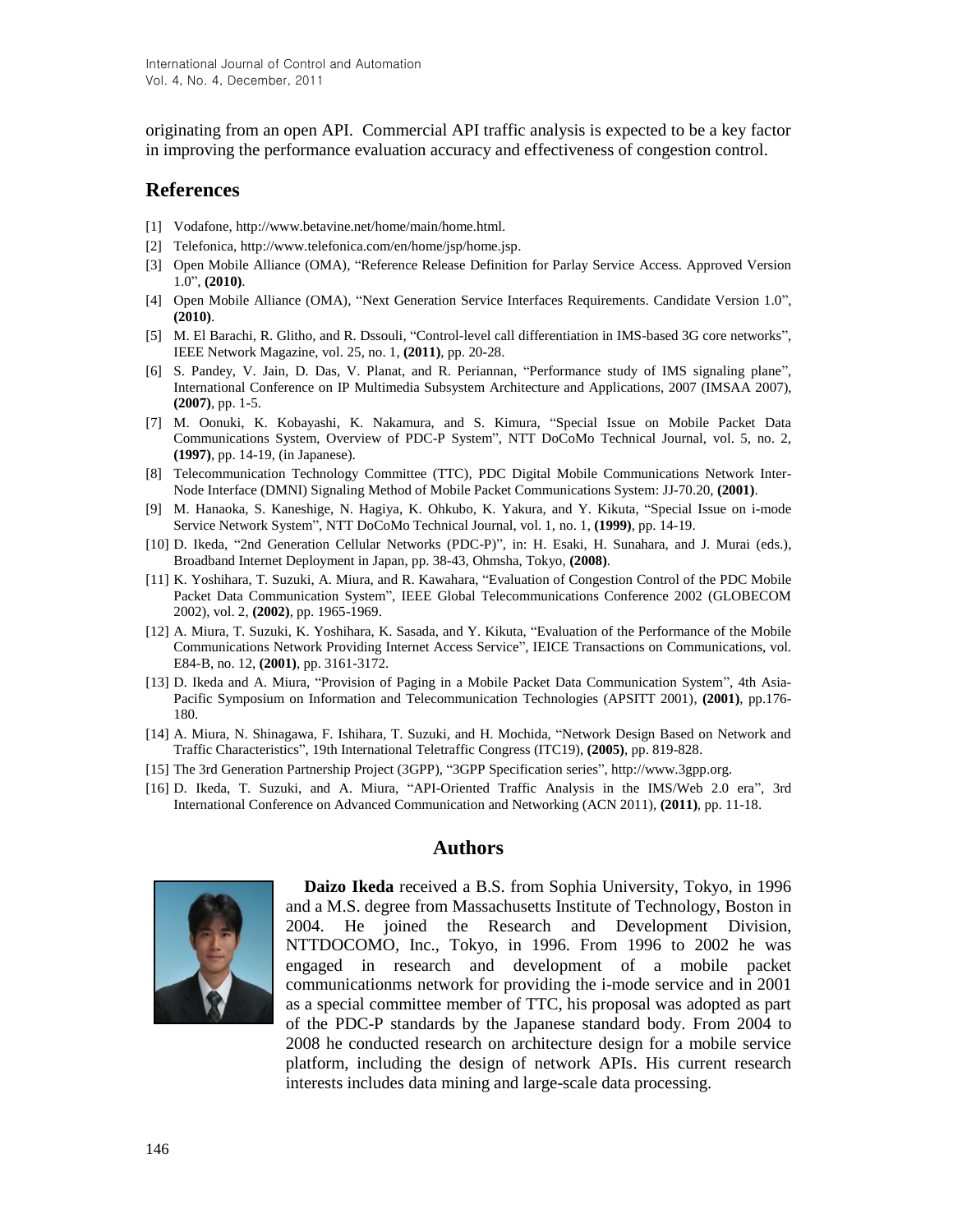originating from an open API. Commercial API traffic analysis is expected to be a key factor in improving the performance evaluation accuracy and effectiveness of congestion control.

## References

[1] Vodafone, http://www.betavine.net/home/main/home.html.

[2] Telefonica, http://www.telefonica.com/en/home/jsp/home.jsp.

[3] Open Mobile Alliance (OMA), "Reference Release Definition for Parlay Service Access. Approved Version 1.0", **(2010)**.

[4] Open Mobile Alliance (OMA), "Next Generation Service Interfaces Requirements. Candidate Version 1.0", **(2010)**.

[5] M. El Barachi, R. Glitho, and R. Dssouli, "Control-level call differentiation in IMS-based 3G core networks", IEEE Network Magazine, vol. 25, no. 1, **(2011)**, pp. 20-28.

[6] S. Pandey, V. Jain, D. Das, V. Planat, and R. Periannan, "Performance study of IMS signaling plane", International Conference on IP Multimedia Subsystem Architecture and Applications, 2007 (IMSAA 2007), **(2007)**, pp. 1-5.

[7] M. Oonuki, K. Kobayashi, K. Nakamura, and S. Kimura, "Special Issue on Mobile Packet Data Communications System, Overview of PDC-P System", NTT DoCoMo Technical Journal, vol. 5, no. 2, **(1997)**, pp. 14-19, (in Japanese).

[8] Telecommunication Technology Committee (TTC), PDC Digital Mobile Communications Network Inter-Node Interface (DMNI) Signaling Method of Mobile Packet Communications System: JJ-70.20, **(2001)**.

[9] M. Hanaoka, S. Kaneshige, N. Hagiya, K. Ohkubo, K. Yakura, and Y. Kikuta, "Special Issue on i-mode Service Network System", NTT DoCoMo Technical Journal, vol. 1, no. 1, **(1999)**, pp. 14-19.

[10] D. Ikeda, "2nd Generation Cellular Networks (PDC-P)", in: H. Esaki, H. Sunahara, and J. Murai (eds.), Broadband Internet Deployment in Japan, pp. 38-43, Ohmsha, Tokyo, **(2008)**.

[11] K. Yoshihara, T. Suzuki, A. Miura, and R. Kawahara, "Evaluation of Congestion Control of the PDC Mobile Packet Data Communication System", IEEE Global Telecommunications Conference 2002 (GLOBECOM 2002), vol. 2, **(2002)**, pp. 1965-1969.

[12] A. Miura, T. Suzuki, K. Yoshihara, K. Sasada, and Y. Kikuta, "Evaluation of the Performance of the Mobile Communications Network Providing Internet Access Service", IEICE Transactions on Communications, vol. E84-B, no. 12, **(2001)**, pp. 3161-3172.

[13] D. Ikeda and A. Miura, "Provision of Paging in a Mobile Packet Data Communication System", 4th Asia-Pacific Symposium on Information and Telecommunication Technologies (APSITT 2001), **(2001)**, pp.176-180.

[14] A. Miura, N. Shinagawa, F. Ishihara, T. Suzuki, and H. Mochida, "Network Design Based on Network and Traffic Characteristics", 19th International Teletraffic Congress (ITC19), **(2005)**, pp. 819-828.

[15] The 3rd Generation Partnership Project (3GPP), "3GPP Specification series", http://www.3gpp.org.

[16] D. Ikeda, T. Suzuki, and A. Miura, "API-Oriented Traffic Analysis in the IMS/Web 2.0 era", 3rd International Conference on Advanced Communication and Networking (ACN 2011), **(2011)**, pp. 11-18.

## Authors

**Daizo Ikeda** received a B.S. from Sophia University, Tokyo, in 1996 and a M.S. degree from Massachusetts Institute of Technology, Boston in 2004. He joined the Research and Development Division, NTTDOCOMO, Inc., Tokyo, in 1996. From 1996 to 2002 he was engaged in research and development of a mobile packet communicationms network for providing the i-mode service and in 2001 as a special committee member of TTC, his proposal was adopted as part of the PDC-P standards by the Japanese standard body. From 2004 to 2008 he conducted research on architecture design for a mobile service platform, including the design of network APIs. His current research interests includes data mining and large-scale data processing.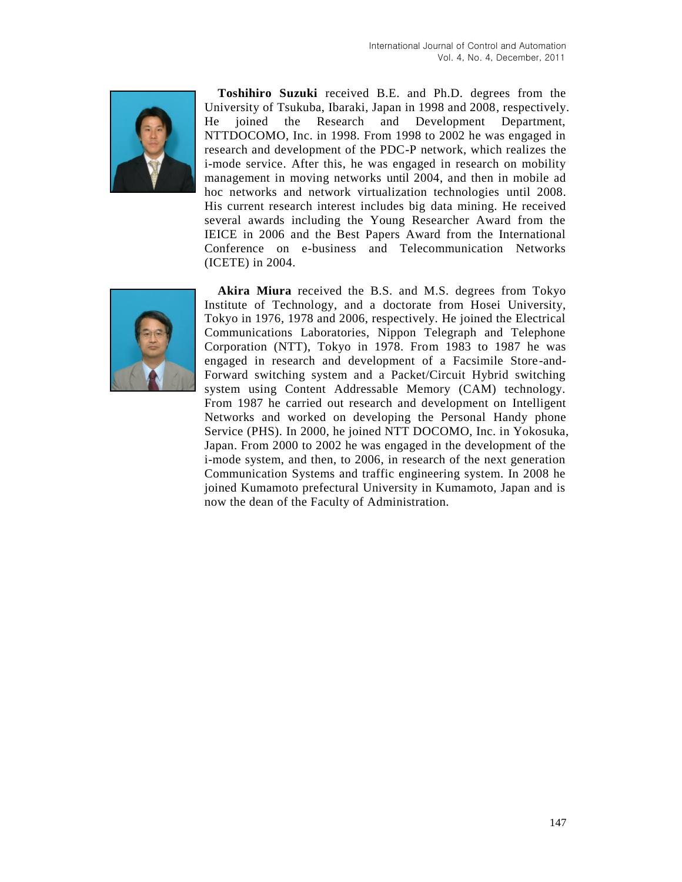**Toshihiro Suzuki** received B.E. and Ph.D. degrees from the University of Tsukuba, Ibaraki, Japan in 1998 and 2008, respectively. He joined the Research and Development Department, NTTDOCOMO, Inc. in 1998. From 1998 to 2002 he was engaged in research and development of the PDC-P network, which realizes the i-mode service. After this, he was engaged in research on mobility management in moving networks until 2004, and then in mobile ad hoc networks and network virtualization technologies until 2008. His current research interest includes big data mining. He received several awards including the Young Researcher Award from the IEICE in 2006 and the Best Papers Award from the International Conference on e-business and Telecommunication Networks (ICETE) in 2004.

**Akira Miura** received the B.S. and M.S. degrees from Tokyo Institute of Technology, and a doctorate from Hosei University, Tokyo in 1976, 1978 and 2006, respectively. He joined the Electrical Communications Laboratories, Nippon Telegraph and Telephone Corporation (NTT), Tokyo in 1978. From 1983 to 1987 he was engaged in research and development of a Facsimile Store-and-Forward switching system and a Packet/Circuit Hybrid switching system using Content Addressable Memory (CAM) technology. From 1987 he carried out research and development on Intelligent Networks and worked on developing the Personal Handy phone Service (PHS). In 2000, he joined NTT DOCOMO, Inc. in Yokosuka, Japan. From 2000 to 2002 he was engaged in the development of the i-mode system, and then, to 2006, in research of the next generation Communication Systems and traffic engineering system. In 2008 he joined Kumamoto prefectural University in Kumamoto, Japan and is now the dean of the Faculty of Administration.